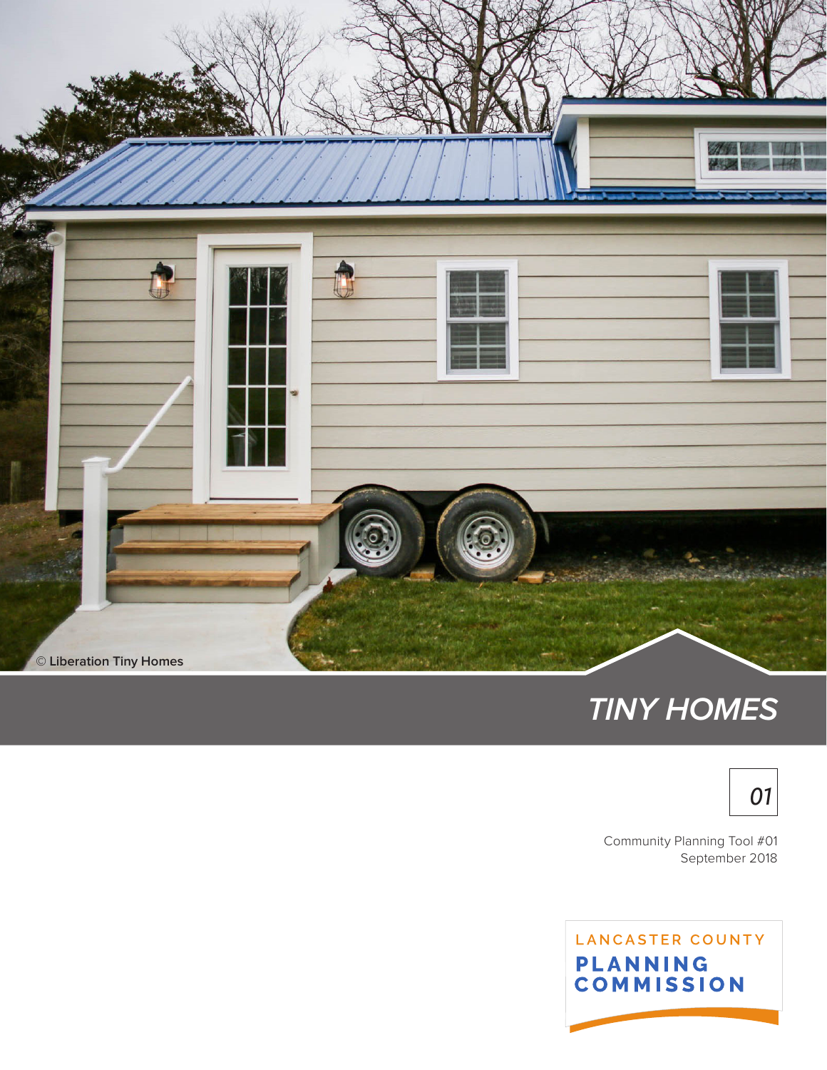© Liberation Tiny Homes

# TINY HOMES

01

Community Planning Tool #01
September 2018

LANCASTER COUNTY
PLANNING COMMISSION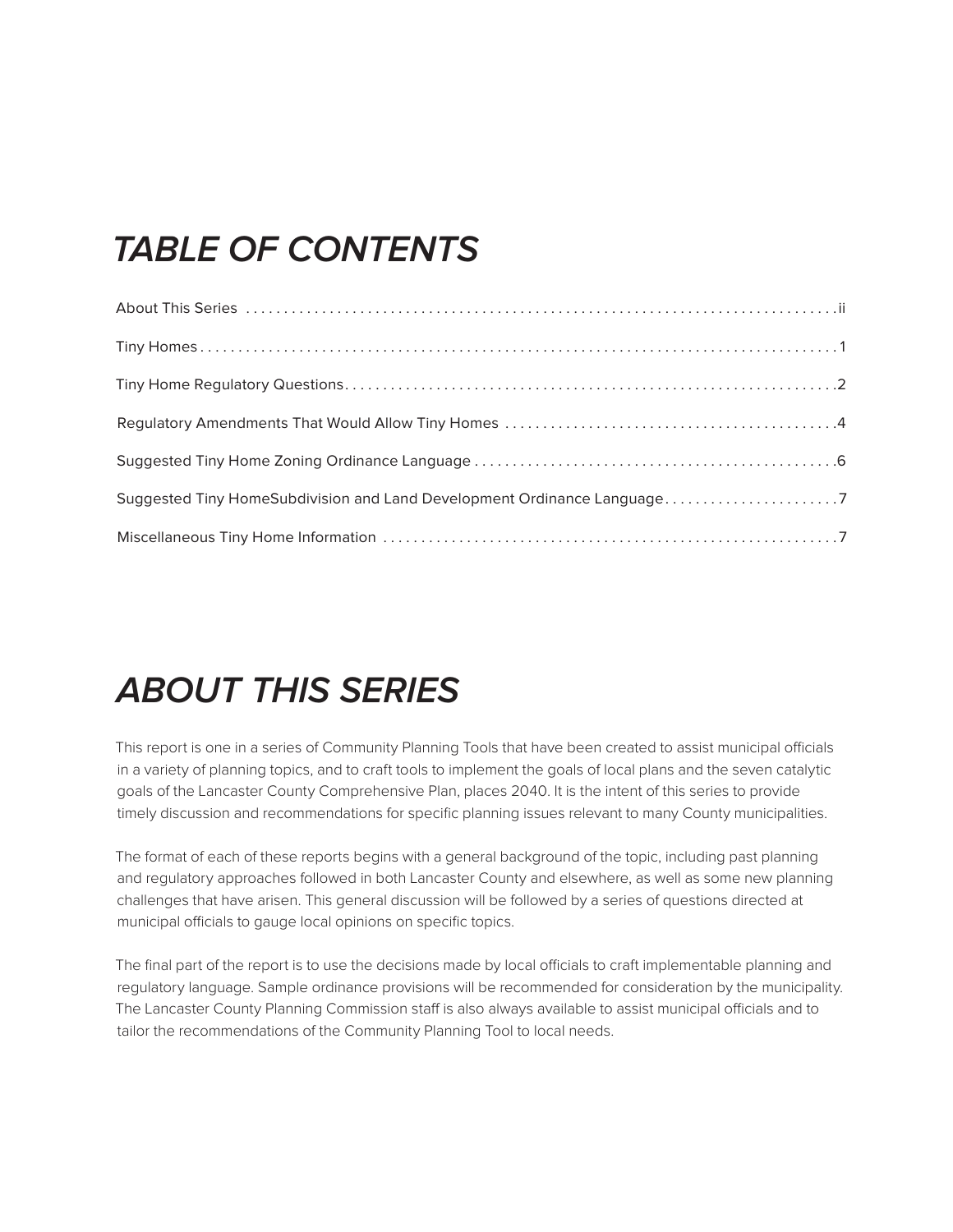# TABLE OF CONTENTS

About This Series ....................................................................................ii

Tiny Homes ....................................................................................1

Tiny Home Regulatory Questions ....................................................................................2

Regulatory Amendments That Would Allow Tiny Homes ....................................................................................4

Suggested Tiny Home Zoning Ordinance Language ....................................................................................6

Suggested Tiny HomeSubdivision and Land Development Ordinance Language ....................................................................................7

Miscellaneous Tiny Home Information ....................................................................................7

# ABOUT THIS SERIES

This report is one in a series of Community Planning Tools that have been created to assist municipal officials in a variety of planning topics, and to craft tools to implement the goals of local plans and the seven catalytic goals of the Lancaster County Comprehensive Plan, places 2040. It is the intent of this series to provide timely discussion and recommendations for specific planning issues relevant to many County municipalities.

The format of each of these reports begins with a general background of the topic, including past planning and regulatory approaches followed in both Lancaster County and elsewhere, as well as some new planning challenges that have arisen. This general discussion will be followed by a series of questions directed at municipal officials to gauge local opinions on specific topics.

The final part of the report is to use the decisions made by local officials to craft implementable planning and regulatory language. Sample ordinance provisions will be recommended for consideration by the municipality. The Lancaster County Planning Commission staff is also always available to assist municipal officials and to tailor the recommendations of the Community Planning Tool to local needs.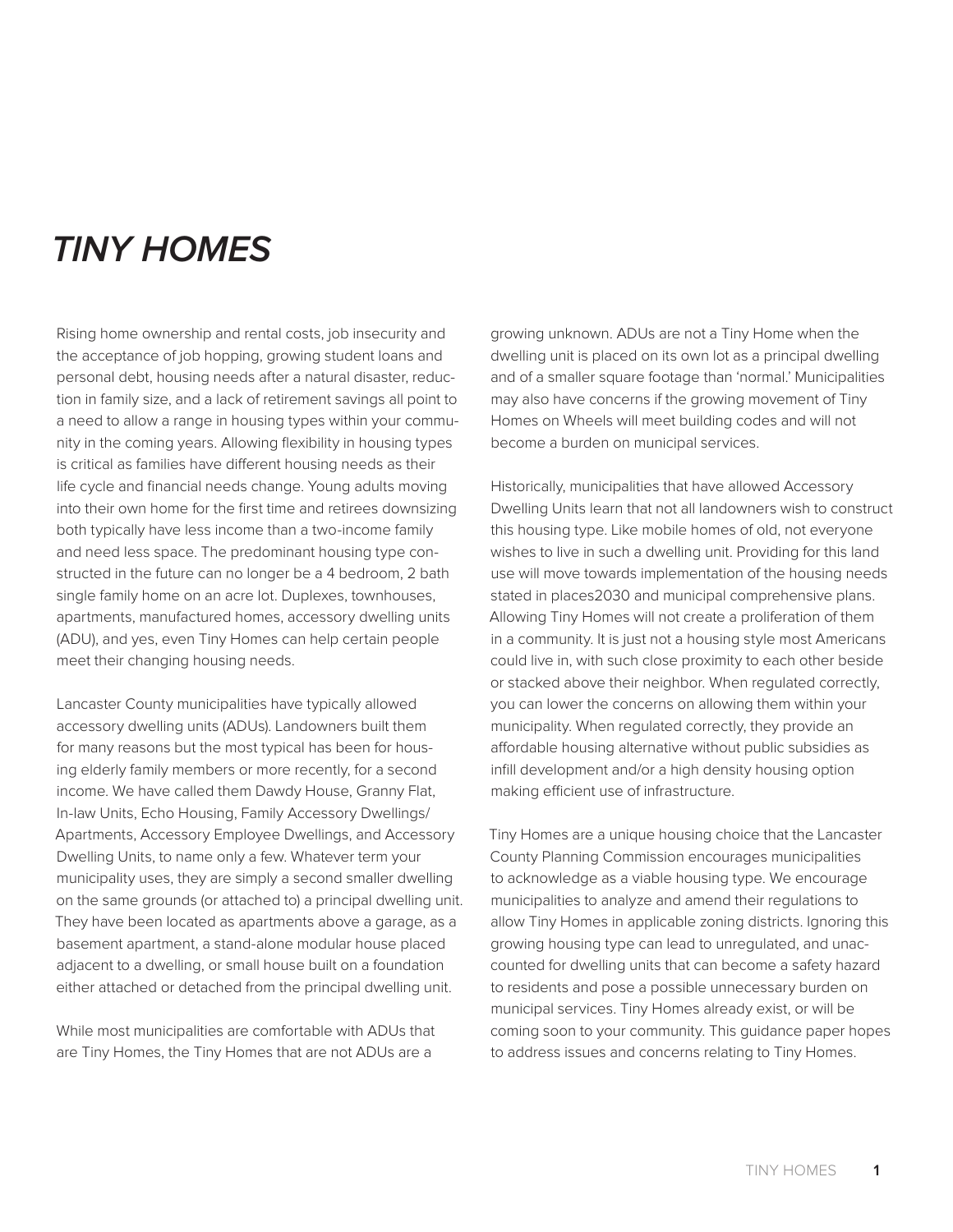# *TINY HOMES*

Rising home ownership and rental costs, job insecurity and the acceptance of job hopping, growing student loans and personal debt, housing needs after a natural disaster, reduction in family size, and a lack of retirement savings all point to a need to allow a range in housing types within your community in the coming years. Allowing flexibility in housing types is critical as families have different housing needs as their life cycle and financial needs change. Young adults moving into their own home for the first time and retirees downsizing both typically have less income than a two-income family and need less space. The predominant housing type constructed in the future can no longer be a 4 bedroom, 2 bath single family home on an acre lot. Duplexes, townhouses, apartments, manufactured homes, accessory dwelling units (ADU), and yes, even Tiny Homes can help certain people meet their changing housing needs.

Lancaster County municipalities have typically allowed accessory dwelling units (ADUs). Landowners built them for many reasons but the most typical has been for housing elderly family members or more recently, for a second income. We have called them Dawdy House, Granny Flat, In-law Units, Echo Housing, Family Accessory Dwellings/Apartments, Accessory Employee Dwellings, and Accessory Dwelling Units, to name only a few. Whatever term your municipality uses, they are simply a second smaller dwelling on the same grounds (or attached to) a principal dwelling unit. They have been located as apartments above a garage, as a basement apartment, a stand-alone modular house placed adjacent to a dwelling, or small house built on a foundation either attached or detached from the principal dwelling unit.

While most municipalities are comfortable with ADUs that are Tiny Homes, the Tiny Homes that are not ADUs are a growing unknown. ADUs are not a Tiny Home when the dwelling unit is placed on its own lot as a principal dwelling and of a smaller square footage than 'normal.' Municipalities may also have concerns if the growing movement of Tiny Homes on Wheels will meet building codes and will not become a burden on municipal services.

Historically, municipalities that have allowed Accessory Dwelling Units learn that not all landowners wish to construct this housing type. Like mobile homes of old, not everyone wishes to live in such a dwelling unit. Providing for this land use will move towards implementation of the housing needs stated in places2030 and municipal comprehensive plans. Allowing Tiny Homes will not create a proliferation of them in a community. It is just not a housing style most Americans could live in, with such close proximity to each other beside or stacked above their neighbor. When regulated correctly, you can lower the concerns on allowing them within your municipality. When regulated correctly, they provide an affordable housing alternative without public subsidies as infill development and/or a high density housing option making efficient use of infrastructure.

Tiny Homes are a unique housing choice that the Lancaster County Planning Commission encourages municipalities to acknowledge as a viable housing type. We encourage municipalities to analyze and amend their regulations to allow Tiny Homes in applicable zoning districts. Ignoring this growing housing type can lead to unregulated, and unaccounted for dwelling units that can become a safety hazard to residents and pose a possible unnecessary burden on municipal services. Tiny Homes already exist, or will be coming soon to your community. This guidance paper hopes to address issues and concerns relating to Tiny Homes.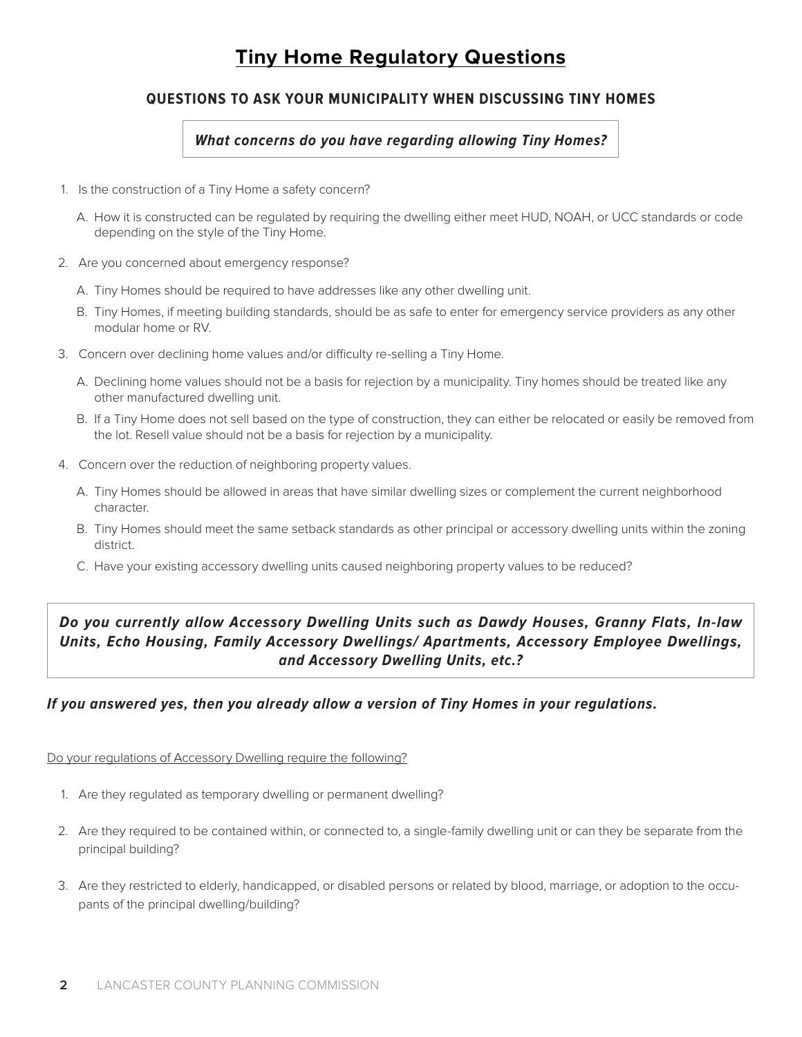# Tiny Home Regulatory Questions

## QUESTIONS TO ASK YOUR MUNICIPALITY WHEN DISCUSSING TINY HOMES

***What concerns do you have regarding allowing Tiny Homes?***

1. Is the construction of a Tiny Home a safety concern?
   - A. How it is constructed can be regulated by requiring the dwelling either meet HUD, NOAH, or UCC standards or code depending on the style of the Tiny Home.
2. Are you concerned about emergency response?
   - A. Tiny Homes should be required to have addresses like any other dwelling unit.
   - B. Tiny Homes, if meeting building standards, should be as safe to enter for emergency service providers as any other modular home or RV.
3. Concern over declining home values and/or difficulty re-selling a Tiny Home.
   - A. Declining home values should not be a basis for rejection by a municipality. Tiny homes should be treated like any other manufactured dwelling unit.
   - B. If a Tiny Home does not sell based on the type of construction, they can either be relocated or easily be removed from the lot. Resell value should not be a basis for rejection by a municipality.
4. Concern over the reduction of neighboring property values.
   - A. Tiny Homes should be allowed in areas that have similar dwelling sizes or complement the current neighborhood character.
   - B. Tiny Homes should meet the same setback standards as other principal or accessory dwelling units within the zoning district.
   - C. Have your existing accessory dwelling units caused neighboring property values to be reduced?

***Do you currently allow Accessory Dwelling Units such as Dawdy Houses, Granny Flats, In-law Units, Echo Housing, Family Accessory Dwellings/ Apartments, Accessory Employee Dwellings, and Accessory Dwelling Units, etc.?***

***If you answered yes, then you already allow a version of Tiny Homes in your regulations.***

Do your regulations of Accessory Dwelling require the following?

1. Are they regulated as temporary dwelling or permanent dwelling?
2. Are they required to be contained within, or connected to, a single-family dwelling unit or can they be separate from the principal building?
3. Are they restricted to elderly, handicapped, or disabled persons or related by blood, marriage, or adoption to the occupants of the principal dwelling/building?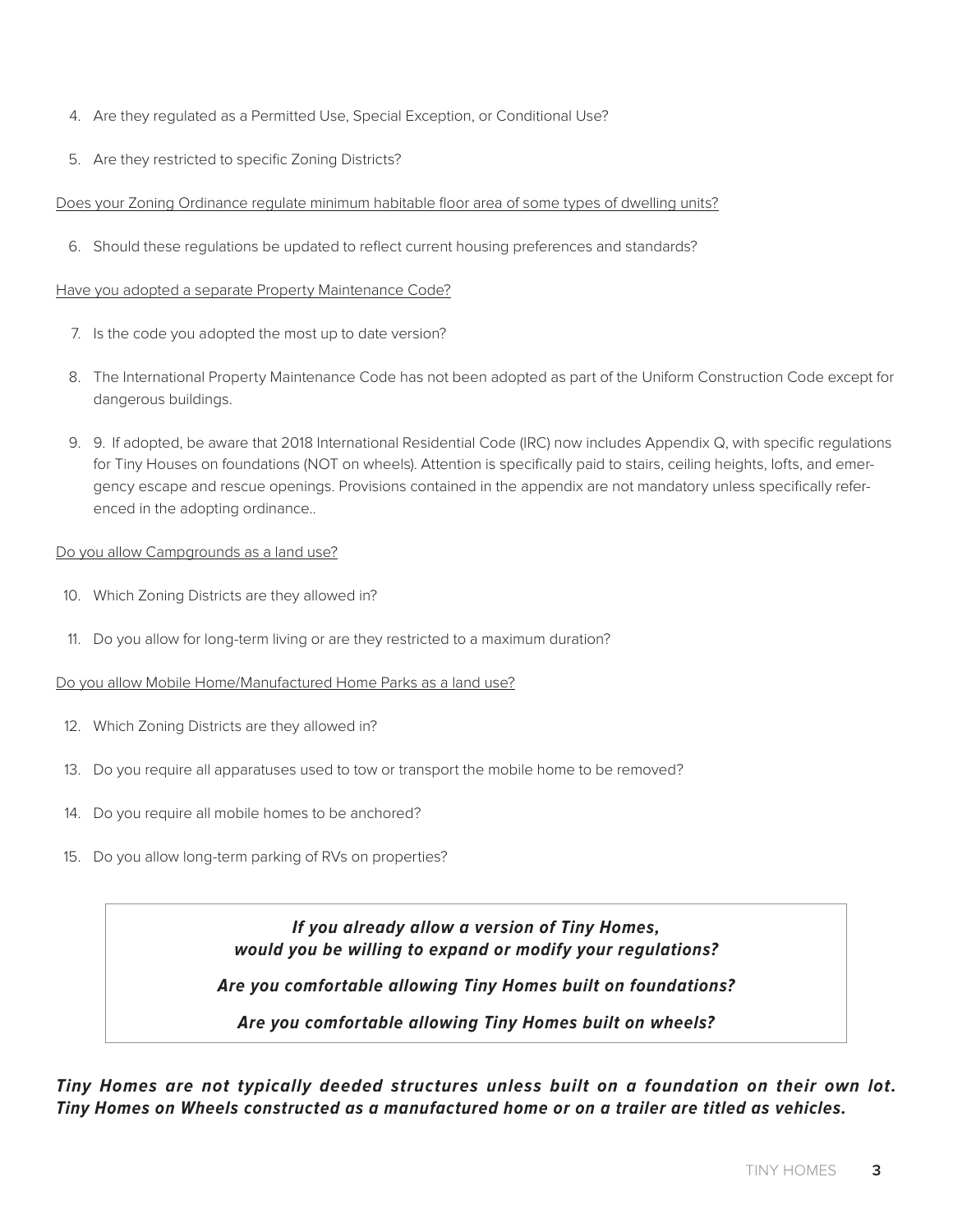4. Are they regulated as a Permitted Use, Special Exception, or Conditional Use?

5. Are they restricted to specific Zoning Districts?

<u>Does your Zoning Ordinance regulate minimum habitable floor area of some types of dwelling units?</u>

6. Should these regulations be updated to reflect current housing preferences and standards?

<u>Have you adopted a separate Property Maintenance Code?</u>

7. Is the code you adopted the most up to date version?

8. The International Property Maintenance Code has not been adopted as part of the Uniform Construction Code except for dangerous buildings.

9. 9. If adopted, be aware that 2018 International Residential Code (IRC) now includes Appendix Q, with specific regulations for Tiny Houses on foundations (NOT on wheels). Attention is specifically paid to stairs, ceiling heights, lofts, and emergency escape and rescue openings. Provisions contained in the appendix are not mandatory unless specifically referenced in the adopting ordinance..

<u>Do you allow Campgrounds as a land use?</u>

10. Which Zoning Districts are they allowed in?

11. Do you allow for long-term living or are they restricted to a maximum duration?

<u>Do you allow Mobile Home/Manufactured Home Parks as a land use?</u>

12. Which Zoning Districts are they allowed in?

13. Do you require all apparatuses used to tow or transport the mobile home to be removed?

14. Do you require all mobile homes to be anchored?

15. Do you allow long-term parking of RVs on properties?

***If you already allow a version of Tiny Homes, would you be willing to expand or modify your regulations?***

***Are you comfortable allowing Tiny Homes built on foundations?***

***Are you comfortable allowing Tiny Homes built on wheels?***

***Tiny Homes are not typically deeded structures unless built on a foundation on their own lot. Tiny Homes on Wheels constructed as a manufactured home or on a trailer are titled as vehicles.***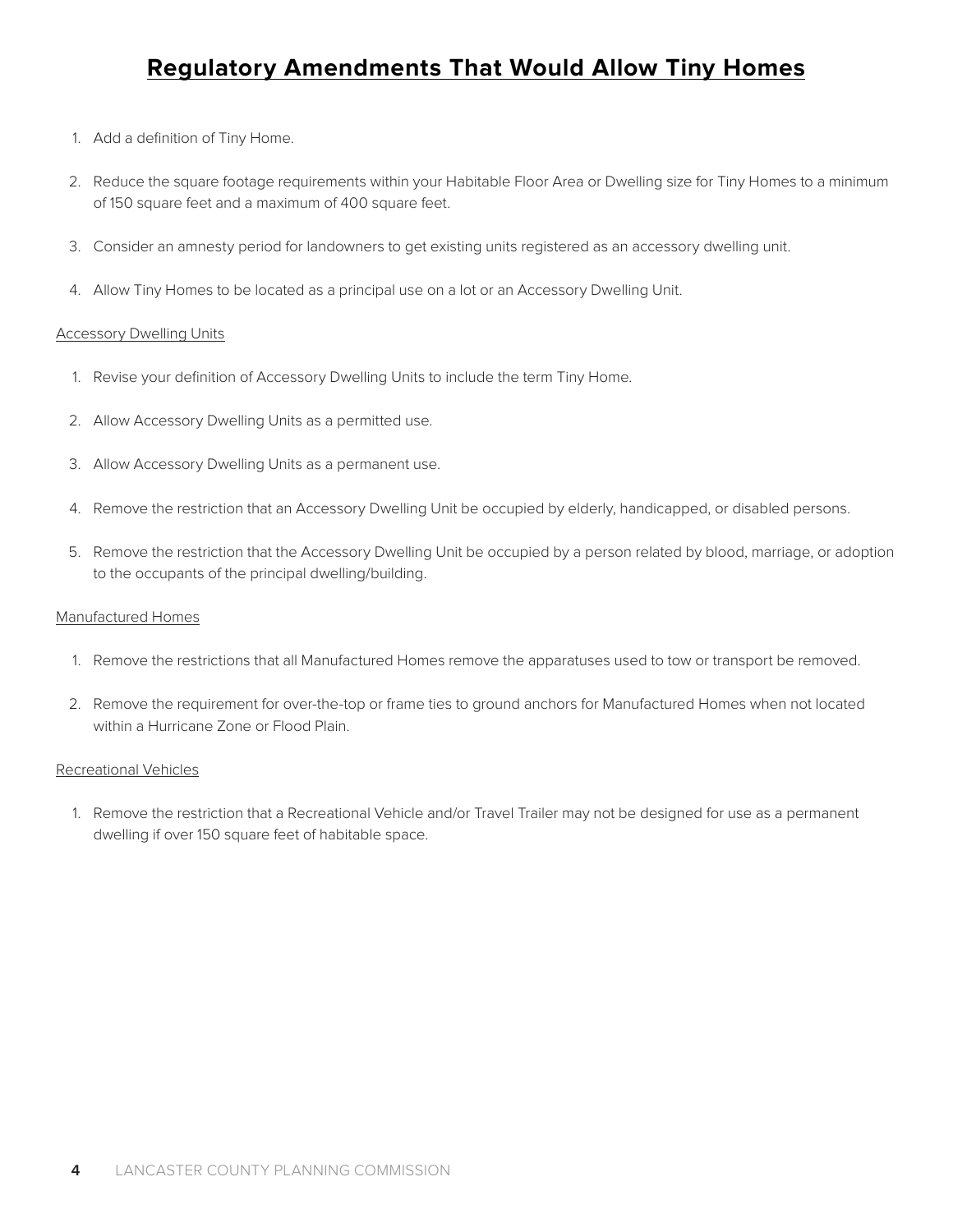# Regulatory Amendments That Would Allow Tiny Homes

1. Add a definition of Tiny Home.
2. Reduce the square footage requirements within your Habitable Floor Area or Dwelling size for Tiny Homes to a minimum of 150 square feet and a maximum of 400 square feet.
3. Consider an amnesty period for landowners to get existing units registered as an accessory dwelling unit.
4. Allow Tiny Homes to be located as a principal use on a lot or an Accessory Dwelling Unit.

<u>Accessory Dwelling Units</u>

1. Revise your definition of Accessory Dwelling Units to include the term Tiny Home.
2. Allow Accessory Dwelling Units as a permitted use.
3. Allow Accessory Dwelling Units as a permanent use.
4. Remove the restriction that an Accessory Dwelling Unit be occupied by elderly, handicapped, or disabled persons.
5. Remove the restriction that the Accessory Dwelling Unit be occupied by a person related by blood, marriage, or adoption to the occupants of the principal dwelling/building.

<u>Manufactured Homes</u>

1. Remove the restrictions that all Manufactured Homes remove the apparatuses used to tow or transport be removed.
2. Remove the requirement for over-the-top or frame ties to ground anchors for Manufactured Homes when not located within a Hurricane Zone or Flood Plain.

<u>Recreational Vehicles</u>

1. Remove the restriction that a Recreational Vehicle and/or Travel Trailer may not be designed for use as a permanent dwelling if over 150 square feet of habitable space.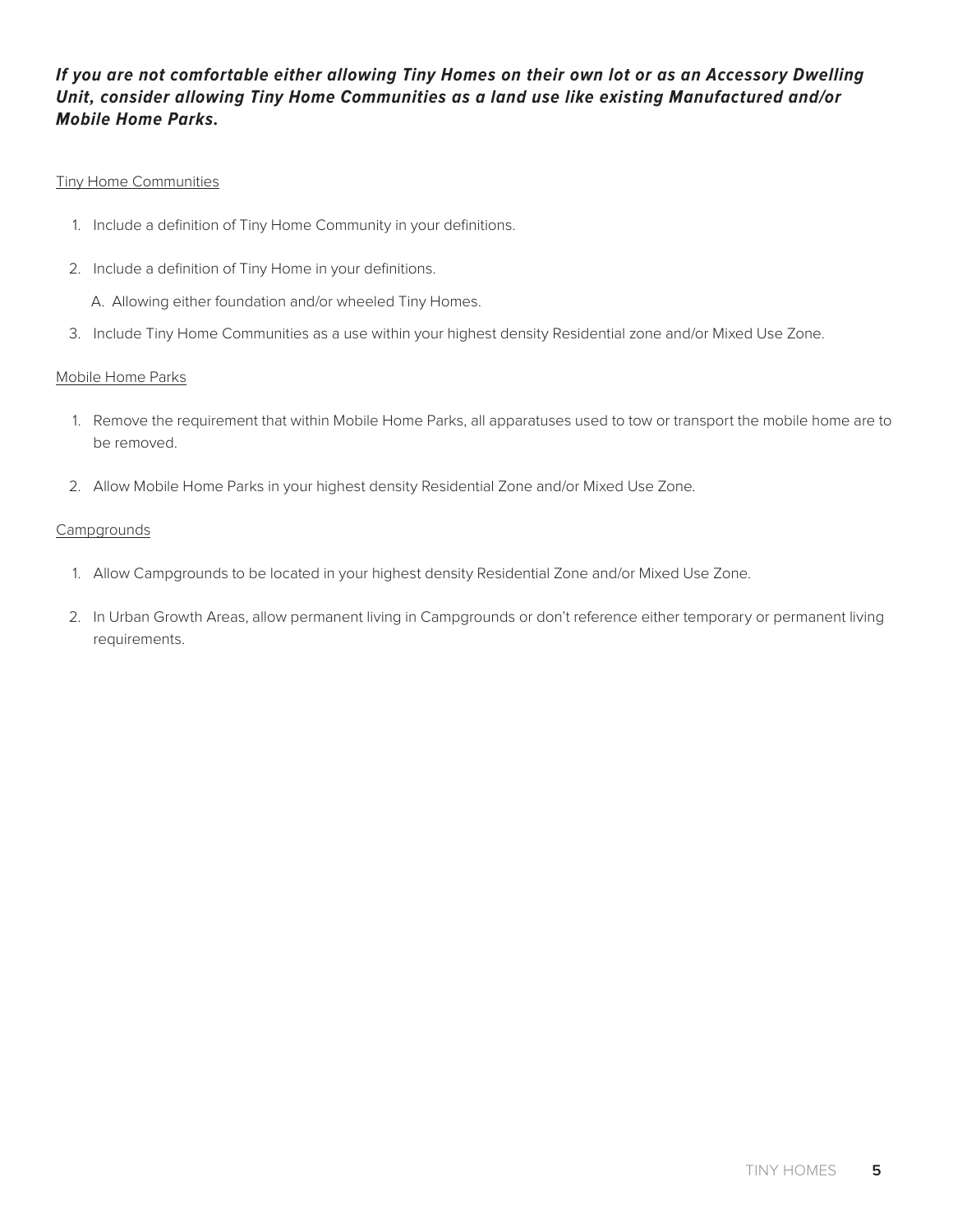***If you are not comfortable either allowing Tiny Homes on their own lot or as an Accessory Dwelling Unit, consider allowing Tiny Home Communities as a land use like existing Manufactured and/or Mobile Home Parks.***

<u>Tiny Home Communities</u>

1. Include a definition of Tiny Home Community in your definitions.
2. Include a definition of Tiny Home in your definitions.
   A. Allowing either foundation and/or wheeled Tiny Homes.
3. Include Tiny Home Communities as a use within your highest density Residential zone and/or Mixed Use Zone.

<u>Mobile Home Parks</u>

1. Remove the requirement that within Mobile Home Parks, all apparatuses used to tow or transport the mobile home are to be removed.
2. Allow Mobile Home Parks in your highest density Residential Zone and/or Mixed Use Zone.

<u>Campgrounds</u>

1. Allow Campgrounds to be located in your highest density Residential Zone and/or Mixed Use Zone.
2. In Urban Growth Areas, allow permanent living in Campgrounds or don't reference either temporary or permanent living requirements.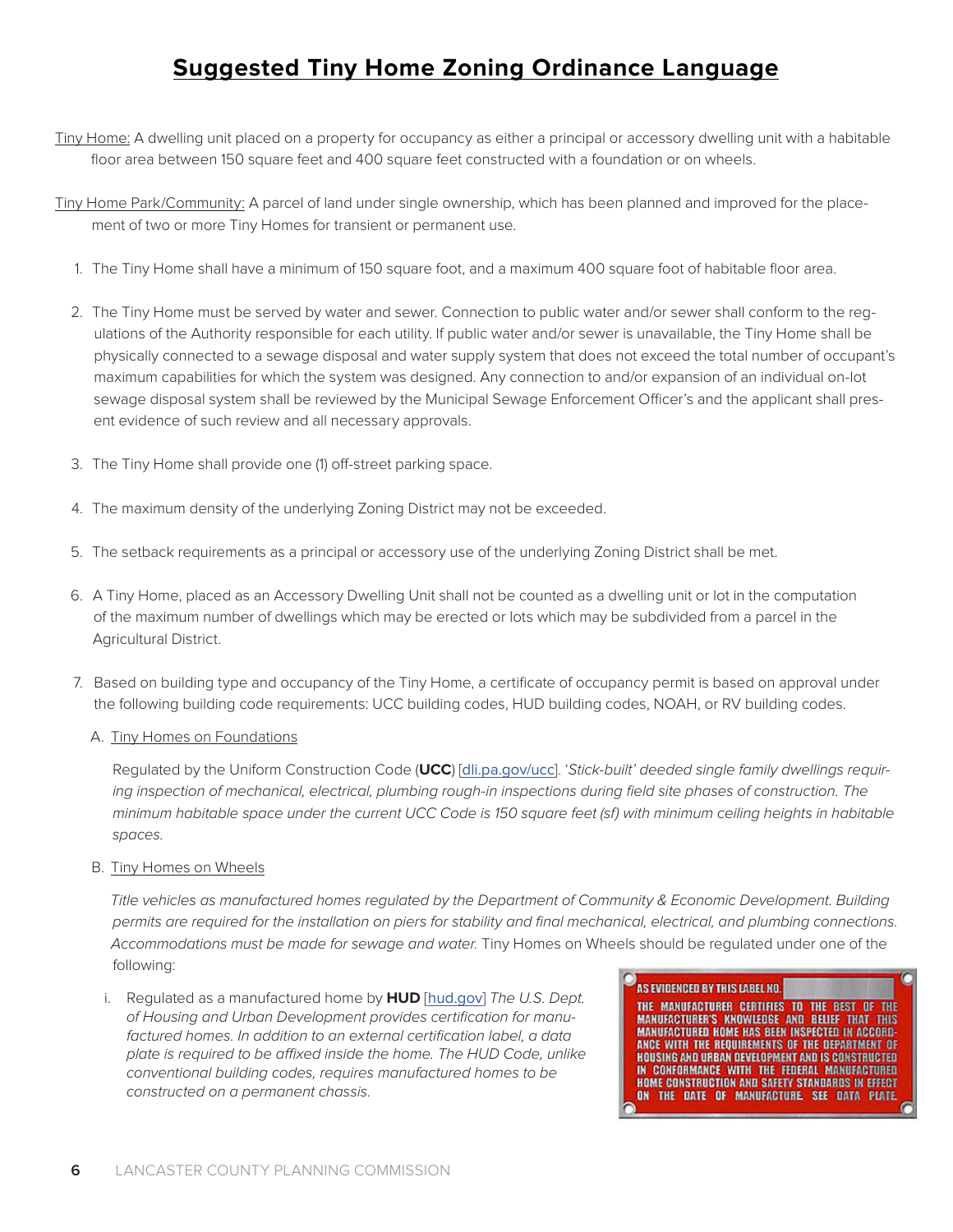# Suggested Tiny Home Zoning Ordinance Language

Tiny Home: A dwelling unit placed on a property for occupancy as either a principal or accessory dwelling unit with a habitable floor area between 150 square feet and 400 square feet constructed with a foundation or on wheels.

Tiny Home Park/Community: A parcel of land under single ownership, which has been planned and improved for the placement of two or more Tiny Homes for transient or permanent use.

1. The Tiny Home shall have a minimum of 150 square foot, and a maximum 400 square foot of habitable floor area.
2. The Tiny Home must be served by water and sewer. Connection to public water and/or sewer shall conform to the regulations of the Authority responsible for each utility. If public water and/or sewer is unavailable, the Tiny Home shall be physically connected to a sewage disposal and water supply system that does not exceed the total number of occupant's maximum capabilities for which the system was designed. Any connection to and/or expansion of an individual on-lot sewage disposal system shall be reviewed by the Municipal Sewage Enforcement Officer's and the applicant shall present evidence of such review and all necessary approvals.
3. The Tiny Home shall provide one (1) off-street parking space.
4. The maximum density of the underlying Zoning District may not be exceeded.
5. The setback requirements as a principal or accessory use of the underlying Zoning District shall be met.
6. A Tiny Home, placed as an Accessory Dwelling Unit shall not be counted as a dwelling unit or lot in the computation of the maximum number of dwellings which may be erected or lots which may be subdivided from a parcel in the Agricultural District.
7. Based on building type and occupancy of the Tiny Home, a certificate of occupancy permit is based on approval under the following building code requirements: UCC building codes, HUD building codes, NOAH, or RV building codes.

   A. Tiny Homes on Foundations

   Regulated by the Uniform Construction Code (**UCC**) [dli.pa.gov/ucc]. '*Stick-built' deeded single family dwellings requiring inspection of mechanical, electrical, plumbing rough-in inspections during field site phases of construction. The minimum habitable space under the current UCC Code is 150 square feet (sf) with minimum ceiling heights in habitable spaces.*

   B. Tiny Homes on Wheels

   *Title vehicles as manufactured homes regulated by the Department of Community & Economic Development. Building permits are required for the installation on piers for stability and final mechanical, electrical, and plumbing connections. Accommodations must be made for sewage and water.* Tiny Homes on Wheels should be regulated under one of the following:

   i. Regulated as a manufactured home by **HUD** [hud.gov] *The U.S. Dept. of Housing and Urban Development provides certification for manufactured homes. In addition to an external certification label, a data plate is required to be affixed inside the home. The HUD Code, unlike conventional building codes, requires manufactured homes to be constructed on a permanent chassis.*

AS EVIDENCED BY THIS LABEL NO.
THE MANUFACTURER CERTIFIES TO THE BEST OF THE MANUFACTURER'S KNOWLEDGE AND BELIEF THAT THIS MANUFACTURED HOME HAS BEEN INSPECTED IN ACCORDANCE WITH THE REQUIREMENTS OF THE DEPARTMENT OF HOUSING AND URBAN DEVELOPMENT AND IS CONSTRUCTED IN CONFORMANCE WITH THE FEDERAL MANUFACTURED HOME CONSTRUCTION AND SAFETY STANDARDS IN EFFECT ON THE DATE OF MANUFACTURE. SEE DATA PLATE.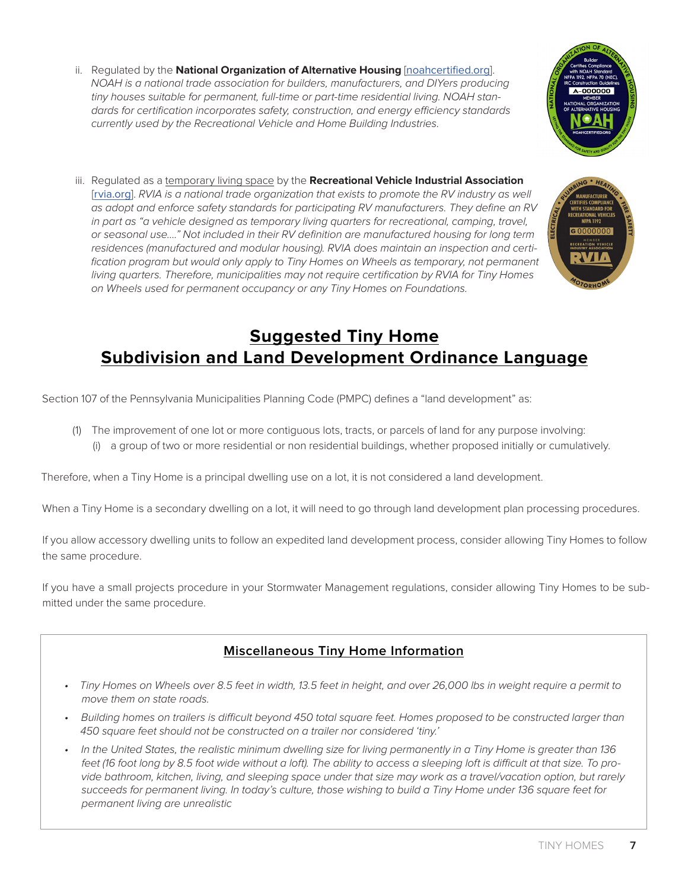ii. Regulated by the **National Organization of Alternative Housing** [noahcertified.org]. *NOAH is a national trade association for builders, manufacturers, and DIYers producing tiny houses suitable for permanent, full-time or part-time residential living. NOAH standards for certification incorporates safety, construction, and energy efficiency standards currently used by the Recreational Vehicle and Home Building Industries.*

iii. Regulated as a temporary living space by the **Recreational Vehicle Industrial Association** [rvia.org]. *RVIA is a national trade organization that exists to promote the RV industry as well as adopt and enforce safety standards for participating RV manufacturers. They define an RV in part as "a vehicle designed as temporary living quarters for recreational, camping, travel, or seasonal use...." Not included in their RV definition are manufactured housing for long term residences (manufactured and modular housing). RVIA does maintain an inspection and certification program but would only apply to Tiny Homes on Wheels as temporary, not permanent living quarters. Therefore, municipalities may not require certification by RVIA for Tiny Homes on Wheels used for permanent occupancy or any Tiny Homes on Foundations.*

# Suggested Tiny Home Subdivision and Land Development Ordinance Language

Section 107 of the Pennsylvania Municipalities Planning Code (PMPC) defines a "land development" as:

(1) The improvement of one lot or more contiguous lots, tracts, or parcels of land for any purpose involving:
   (i) a group of two or more residential or non residential buildings, whether proposed initially or cumulatively.

Therefore, when a Tiny Home is a principal dwelling use on a lot, it is not considered a land development.

When a Tiny Home is a secondary dwelling on a lot, it will need to go through land development plan processing procedures.

If you allow accessory dwelling units to follow an expedited land development process, consider allowing Tiny Homes to follow the same procedure.

If you have a small projects procedure in your Stormwater Management regulations, consider allowing Tiny Homes to be submitted under the same procedure.

## Miscellaneous Tiny Home Information

- *Tiny Homes on Wheels over 8.5 feet in width, 13.5 feet in height, and over 26,000 lbs in weight require a permit to move them on state roads.*
- *Building homes on trailers is difficult beyond 450 total square feet. Homes proposed to be constructed larger than 450 square feet should not be constructed on a trailer nor considered 'tiny.'*
- *In the United States, the realistic minimum dwelling size for living permanently in a Tiny Home is greater than 136 feet (16 foot long by 8.5 foot wide without a loft). The ability to access a sleeping loft is difficult at that size. To provide bathroom, kitchen, living, and sleeping space under that size may work as a travel/vacation option, but rarely succeeds for permanent living. In today's culture, those wishing to build a Tiny Home under 136 square feet for permanent living are unrealistic*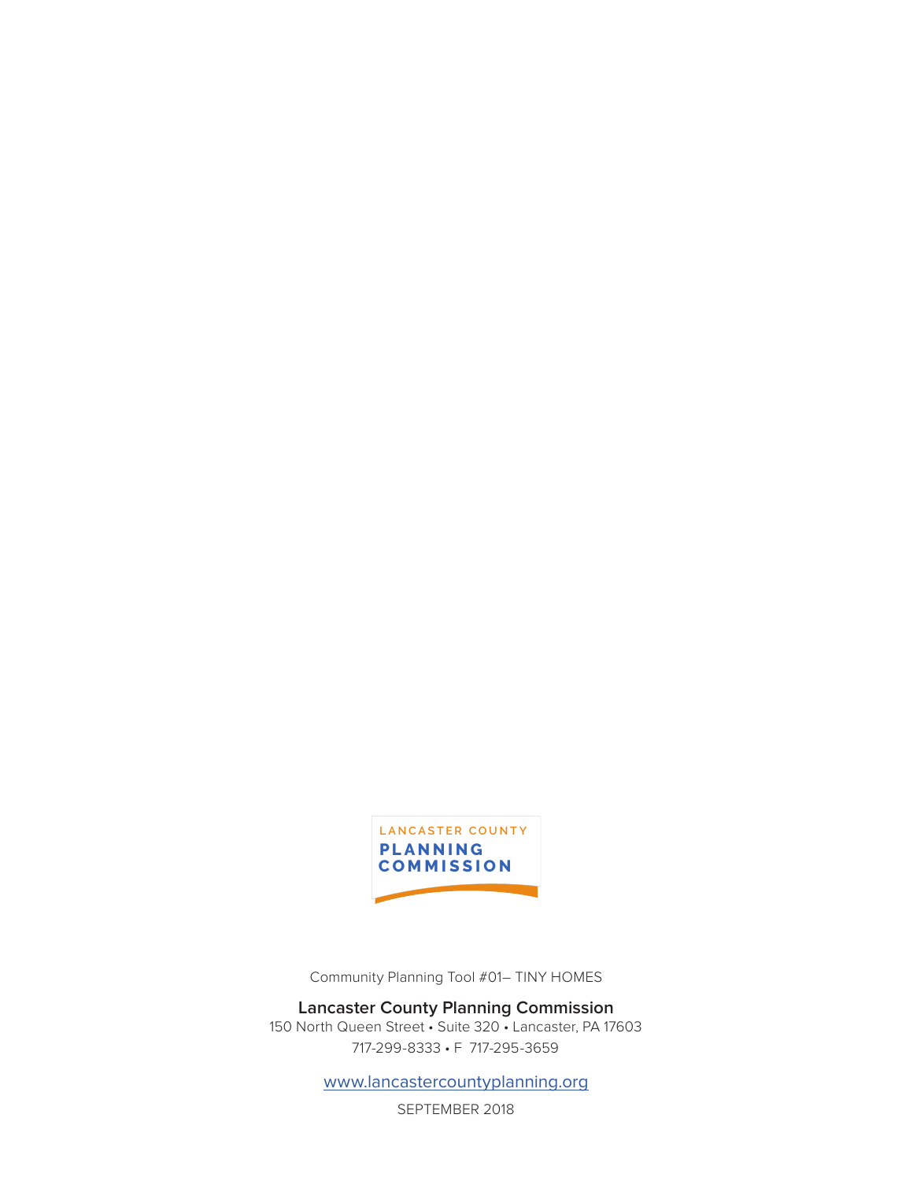LANCASTER COUNTY
**PLANNING COMMISSION**

Community Planning Tool #01– TINY HOMES

**Lancaster County Planning Commission**
150 North Queen Street • Suite 320 • Lancaster, PA 17603
717-299-8333 • F 717-295-3659

www.lancastercountyplanning.org

SEPTEMBER 2018